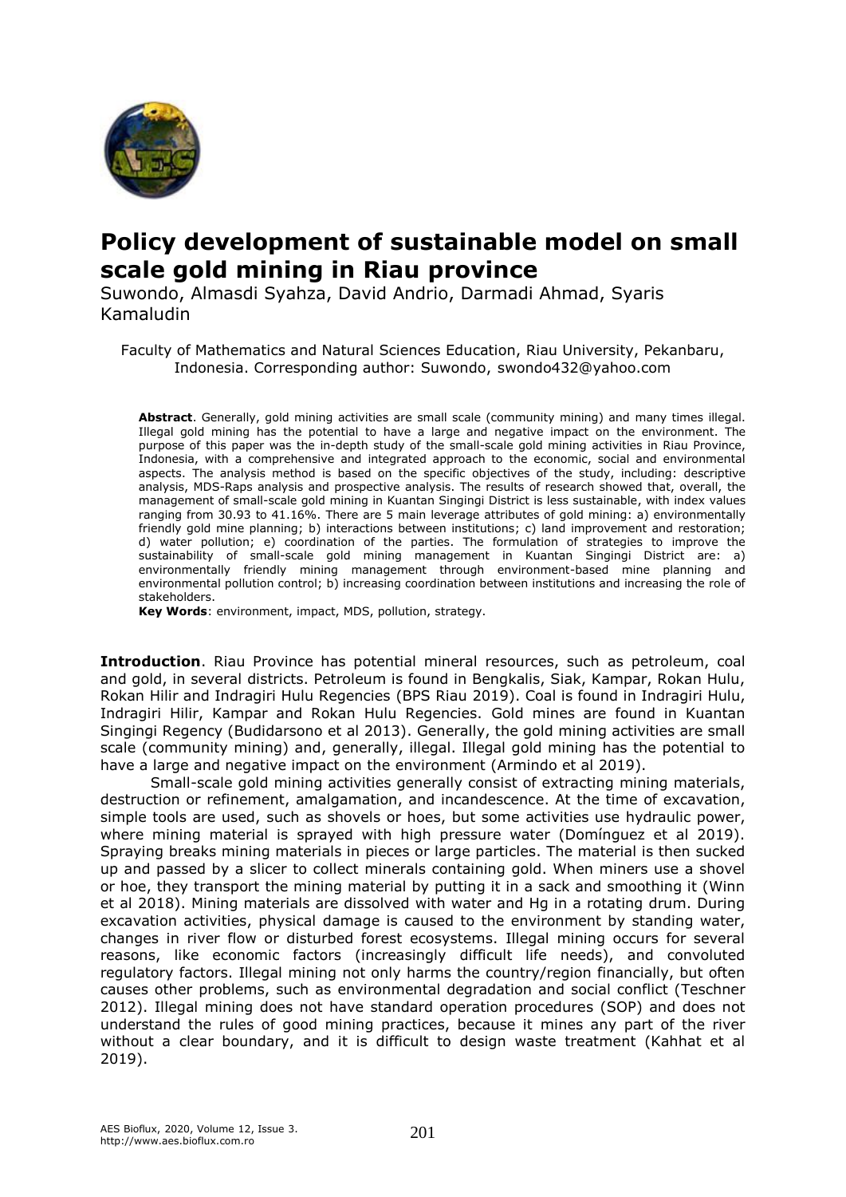# Policy development of sustainable model on small scale gold mining in Riau province

Suwondo, Almasdi Syahza, David Andrio, Darmadi Ahmad, Syaris Kamaludin

Faculty of Mathematics and Natural Sciences Education, Riau University, Pekanbaru, Indonesia. Corresponding author: Suwondo, swondo432@yahoo.com

**Abstract**. Generally, gold mining activities are small scale (community mining) and many times illegal. Illegal gold mining has the potential to have a large and negative impact on the environment. The purpose of this paper was the in-depth study of the small-scale gold mining activities in Riau Province, Indonesia, with a comprehensive and integrated approach to the economic, social and environmental aspects. The analysis method is based on the specific objectives of the study, including: descriptive analysis, MDS-Raps analysis and prospective analysis. The results of research showed that, overall, the management of small-scale gold mining in Kuantan Singingi District is less sustainable, with index values ranging from 30.93 to 41.16%. There are 5 main leverage attributes of gold mining: a) environmentally friendly gold mine planning; b) interactions between institutions; c) land improvement and restoration; d) water pollution; e) coordination of the parties. The formulation of strategies to improve the sustainability of small-scale gold mining management in Kuantan Singingi District are: a) environmentally friendly mining management through environment-based mine planning and environmental pollution control; b) increasing coordination between institutions and increasing the role of stakeholders.

**Key Words**: environment, impact, MDS, pollution, strategy.

**Introduction**. Riau Province has potential mineral resources, such as petroleum, coal and gold, in several districts. Petroleum is found in Bengkalis, Siak, Kampar, Rokan Hulu, Rokan Hilir and Indragiri Hulu Regencies (BPS Riau 2019). Coal is found in Indragiri Hulu, Indragiri Hilir, Kampar and Rokan Hulu Regencies. Gold mines are found in Kuantan Singingi Regency (Budidarsono et al 2013). Generally, the gold mining activities are small scale (community mining) and, generally, illegal. Illegal gold mining has the potential to have a large and negative impact on the environment (Armindo et al 2019).

Small-scale gold mining activities generally consist of extracting mining materials, destruction or refinement, amalgamation, and incandescence. At the time of excavation, simple tools are used, such as shovels or hoes, but some activities use hydraulic power, where mining material is sprayed with high pressure water (Domínguez et al 2019). Spraying breaks mining materials in pieces or large particles. The material is then sucked up and passed by a slicer to collect minerals containing gold. When miners use a shovel or hoe, they transport the mining material by putting it in a sack and smoothing it (Winn et al 2018). Mining materials are dissolved with water and Hg in a rotating drum. During excavation activities, physical damage is caused to the environment by standing water, changes in river flow or disturbed forest ecosystems. Illegal mining occurs for several reasons, like economic factors (increasingly difficult life needs), and convoluted regulatory factors. Illegal mining not only harms the country/region financially, but often causes other problems, such as environmental degradation and social conflict (Teschner 2012). Illegal mining does not have standard operation procedures (SOP) and does not understand the rules of good mining practices, because it mines any part of the river without a clear boundary, and it is difficult to design waste treatment (Kahhat et al 2019).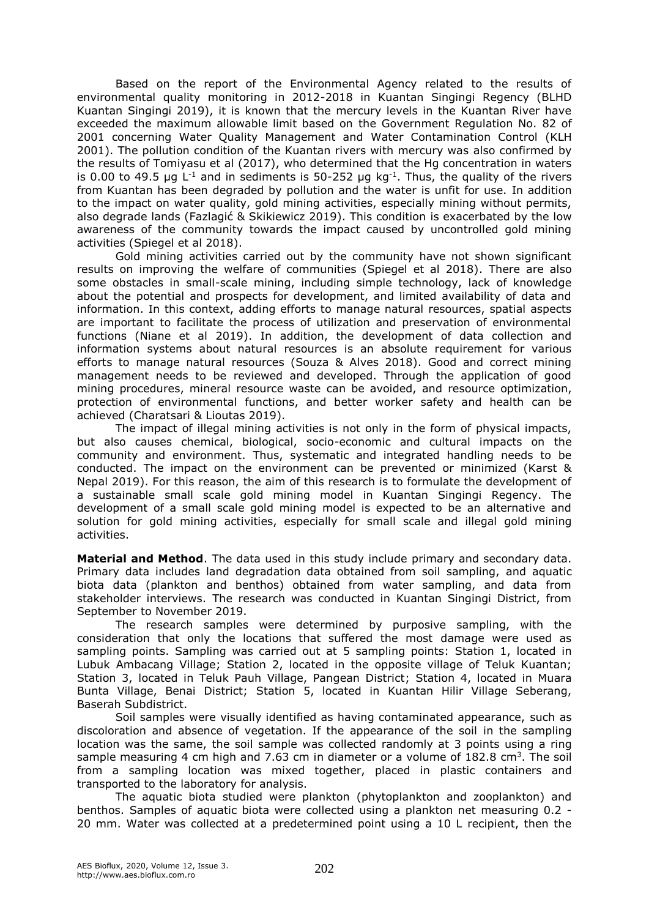Based on the report of the Environmental Agency related to the results of environmental quality monitoring in 2012-2018 in Kuantan Singingi Regency (BLHD Kuantan Singingi 2019), it is known that the mercury levels in the Kuantan River have exceeded the maximum allowable limit based on the Government Regulation No. 82 of 2001 concerning Water Quality Management and Water Contamination Control (KLH 2001). The pollution condition of the Kuantan rivers with mercury was also confirmed by the results of Tomiyasu et al (2017), who determined that the Hg concentration in waters is 0.00 to 49.5 μg $L^{-1}$ and in sediments is 50-252 μg $kg^{-1}$. Thus, the quality of the rivers from Kuantan has been degraded by pollution and the water is unfit for use. In addition to the impact on water quality, gold mining activities, especially mining without permits, also degrade lands (Fazlagić & Skikiewicz 2019). This condition is exacerbated by the low awareness of the community towards the impact caused by uncontrolled gold mining activities (Spiegel et al 2018).

Gold mining activities carried out by the community have not shown significant results on improving the welfare of communities (Spiegel et al 2018). There are also some obstacles in small-scale mining, including simple technology, lack of knowledge about the potential and prospects for development, and limited availability of data and information. In this context, adding efforts to manage natural resources, spatial aspects are important to facilitate the process of utilization and preservation of environmental functions (Niane et al 2019). In addition, the development of data collection and information systems about natural resources is an absolute requirement for various efforts to manage natural resources (Souza & Alves 2018). Good and correct mining management needs to be reviewed and developed. Through the application of good mining procedures, mineral resource waste can be avoided, and resource optimization, protection of environmental functions, and better worker safety and health can be achieved (Charatsari & Lioutas 2019).

The impact of illegal mining activities is not only in the form of physical impacts, but also causes chemical, biological, socio-economic and cultural impacts on the community and environment. Thus, systematic and integrated handling needs to be conducted. The impact on the environment can be prevented or minimized (Karst & Nepal 2019). For this reason, the aim of this research is to formulate the development of a sustainable small scale gold mining model in Kuantan Singingi Regency. The development of a small scale gold mining model is expected to be an alternative and solution for gold mining activities, especially for small scale and illegal gold mining activities.

**Material and Method**. The data used in this study include primary and secondary data. Primary data includes land degradation data obtained from soil sampling, and aquatic biota data (plankton and benthos) obtained from water sampling, and data from stakeholder interviews. The research was conducted in Kuantan Singingi District, from September to November 2019.

The research samples were determined by purposive sampling, with the consideration that only the locations that suffered the most damage were used as sampling points. Sampling was carried out at 5 sampling points: Station 1, located in Lubuk Ambacang Village; Station 2, located in the opposite village of Teluk Kuantan; Station 3, located in Teluk Pauh Village, Pangean District; Station 4, located in Muara Bunta Village, Benai District; Station 5, located in Kuantan Hilir Village Seberang, Baserah Subdistrict.

Soil samples were visually identified as having contaminated appearance, such as discoloration and absence of vegetation. If the appearance of the soil in the sampling location was the same, the soil sample was collected randomly at 3 points using a ring sample measuring 4 cm high and 7.63 cm in diameter or a volume of 182.8 $cm^3$. The soil from a sampling location was mixed together, placed in plastic containers and transported to the laboratory for analysis.

The aquatic biota studied were plankton (phytoplankton and zooplankton) and benthos. Samples of aquatic biota were collected using a plankton net measuring 0.2 - 20 mm. Water was collected at a predetermined point using a 10 L recipient, then the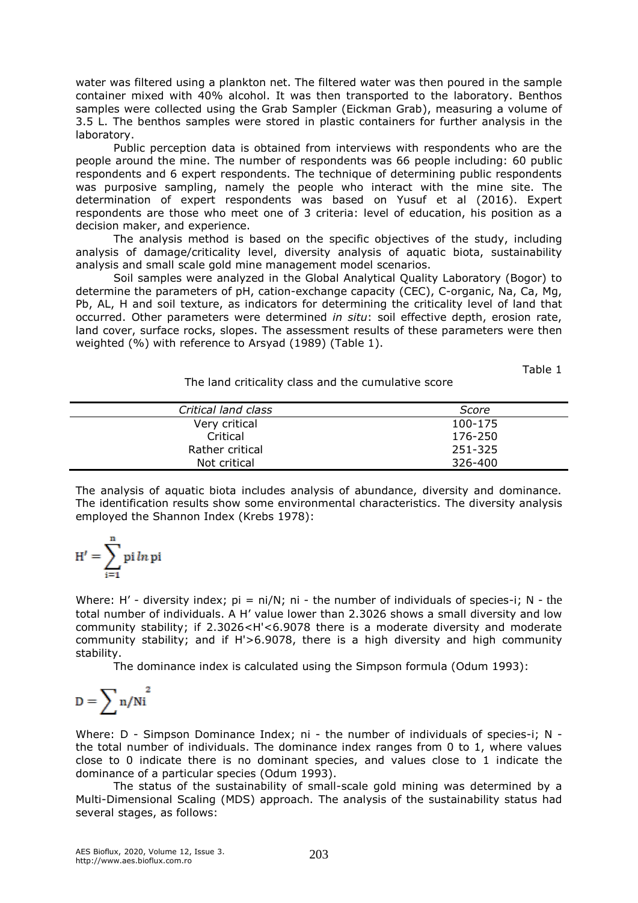water was filtered using a plankton net. The filtered water was then poured in the sample container mixed with 40% alcohol. It was then transported to the laboratory. Benthos samples were collected using the Grab Sampler (Eickman Grab), measuring a volume of 3.5 L. The benthos samples were stored in plastic containers for further analysis in the laboratory.

Public perception data is obtained from interviews with respondents who are the people around the mine. The number of respondents was 66 people including: 60 public respondents and 6 expert respondents. The technique of determining public respondents was purposive sampling, namely the people who interact with the mine site. The determination of expert respondents was based on Yusuf et al (2016). Expert respondents are those who meet one of 3 criteria: level of education, his position as a decision maker, and experience.

The analysis method is based on the specific objectives of the study, including analysis of damage/criticality level, diversity analysis of aquatic biota, sustainability analysis and small scale gold mine management model scenarios.

Soil samples were analyzed in the Global Analytical Quality Laboratory (Bogor) to determine the parameters of pH, cation-exchange capacity (CEC), C-organic, Na, Ca, Mg, Pb, AL, H and soil texture, as indicators for determining the criticality level of land that occurred. Other parameters were determined *in situ*: soil effective depth, erosion rate, land cover, surface rocks, slopes. The assessment results of these parameters were then weighted (%) with reference to Arsyad (1989) (Table 1).

Table 1

The land criticality class and the cumulative score

| *Critical land class* | *Score* |
|---|---|
| Very critical | 100-175 |
| Critical | 176-250 |
| Rather critical | 251-325 |
| Not critical | 326-400 |

The analysis of aquatic biota includes analysis of abundance, diversity and dominance. The identification results show some environmental characteristics. The diversity analysis employed the Shannon Index (Krebs 1978):

$$H' = \sum_{i=1}^{n} pi\, ln\, pi$$

Where: H' - diversity index; pi = ni/N; ni - the number of individuals of species-i; N - the total number of individuals. A H' value lower than 2.3026 shows a small diversity and low community stability; if 2.3026<H'<6.9078 there is a moderate diversity and moderate community stability; and if H'>6.9078, there is a high diversity and high community stability.

The dominance index is calculated using the Simpson formula (Odum 1993):

$$D = \sum n/Ni^{2}$$

Where: D - Simpson Dominance Index; ni - the number of individuals of species-i; N - the total number of individuals. The dominance index ranges from 0 to 1, where values close to 0 indicate there is no dominant species, and values close to 1 indicate the dominance of a particular species (Odum 1993).

The status of the sustainability of small-scale gold mining was determined by a Multi-Dimensional Scaling (MDS) approach. The analysis of the sustainability status had several stages, as follows: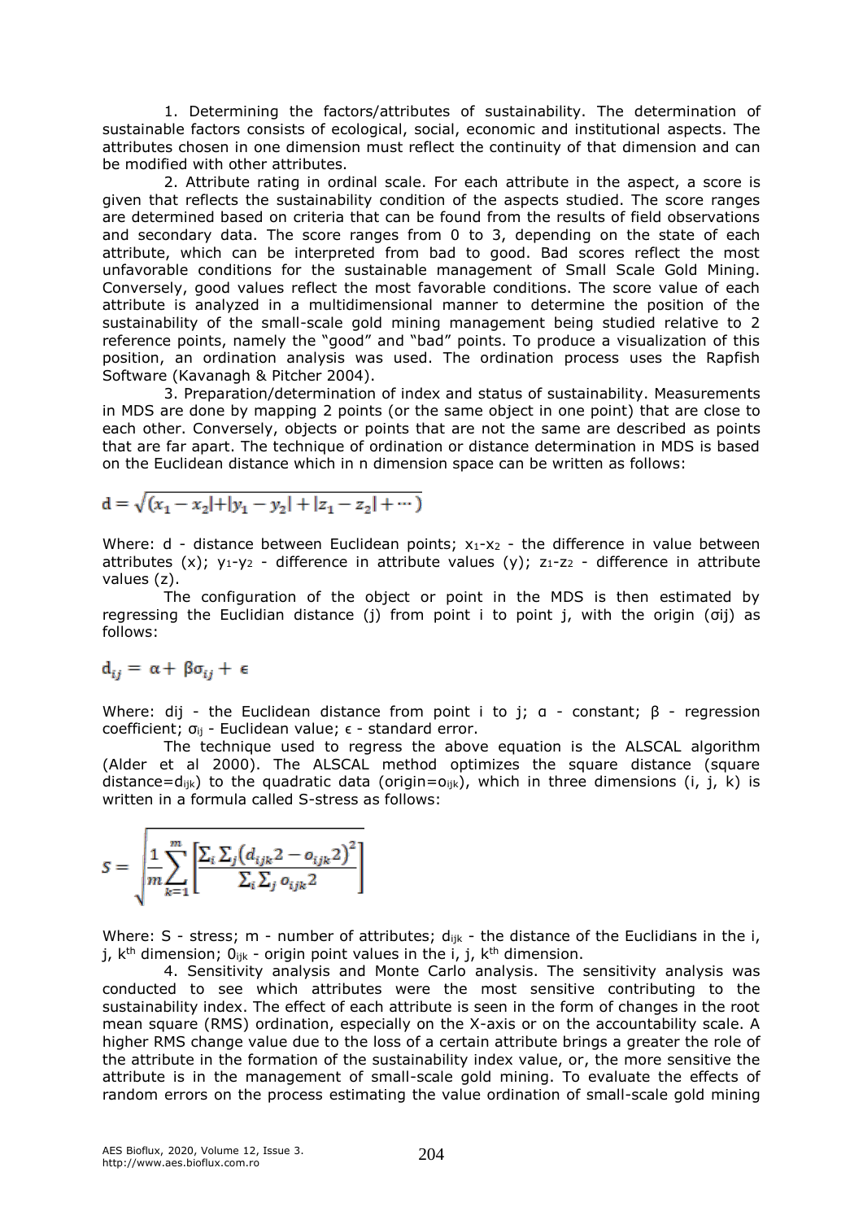1. Determining the factors/attributes of sustainability. The determination of sustainable factors consists of ecological, social, economic and institutional aspects. The attributes chosen in one dimension must reflect the continuity of that dimension and can be modified with other attributes.

2. Attribute rating in ordinal scale. For each attribute in the aspect, a score is given that reflects the sustainability condition of the aspects studied. The score ranges are determined based on criteria that can be found from the results of field observations and secondary data. The score ranges from 0 to 3, depending on the state of each attribute, which can be interpreted from bad to good. Bad scores reflect the most unfavorable conditions for the sustainable management of Small Scale Gold Mining. Conversely, good values reflect the most favorable conditions. The score value of each attribute is analyzed in a multidimensional manner to determine the position of the sustainability of the small-scale gold mining management being studied relative to 2 reference points, namely the "good" and "bad" points. To produce a visualization of this position, an ordination analysis was used. The ordination process uses the Rapfish Software (Kavanagh & Pitcher 2004).

3. Preparation/determination of index and status of sustainability. Measurements in MDS are done by mapping 2 points (or the same object in one point) that are close to each other. Conversely, objects or points that are not the same are described as points that are far apart. The technique of ordination or distance determination in MDS is based on the Euclidean distance which in n dimension space can be written as follows:

$$d = \sqrt{(x_1 - x_2| + |y_1 - y_2| + |z_1 - z_2| + \cdots)}$$

Where: d - distance between Euclidean points; $x_1$-$x_2$ - the difference in value between attributes (x); $y_1$-$y_2$ - difference in attribute values (y); $z_1$-$z_2$ - difference in attribute values (z).

The configuration of the object or point in the MDS is then estimated by regressing the Euclidian distance (j) from point i to point j, with the origin (σij) as follows:

$$d_{ij} = \alpha + \beta\sigma_{ij} + \epsilon$$

Where: dij - the Euclidean distance from point i to j; α - constant; β - regression coefficient; $\sigma_{ij}$ - Euclidean value; ϵ - standard error.

The technique used to regress the above equation is the ALSCAL algorithm (Alder et al 2000). The ALSCAL method optimizes the square distance (square distance=$d_{ijk}$) to the quadratic data (origin=$o_{ijk}$), which in three dimensions (i, j, k) is written in a formula called S-stress as follows:

$$S = \sqrt{\frac{1}{m}\sum_{k=1}^{m}\left[\frac{\sum_i \sum_j \left(d_{ijk}2 - o_{ijk}2\right)^2}{\sum_i \sum_j o_{ijk}2}\right]}$$

Where: S - stress; m - number of attributes; $d_{ijk}$ - the distance of the Euclidians in the i, j, $k^{th}$ dimension; $0_{ijk}$ - origin point values in the i, j, $k^{th}$ dimension.

4. Sensitivity analysis and Monte Carlo analysis. The sensitivity analysis was conducted to see which attributes were the most sensitive contributing to the sustainability index. The effect of each attribute is seen in the form of changes in the root mean square (RMS) ordination, especially on the X-axis or on the accountability scale. A higher RMS change value due to the loss of a certain attribute brings a greater the role of the attribute in the formation of the sustainability index value, or, the more sensitive the attribute is in the management of small-scale gold mining. To evaluate the effects of random errors on the process estimating the value ordination of small-scale gold mining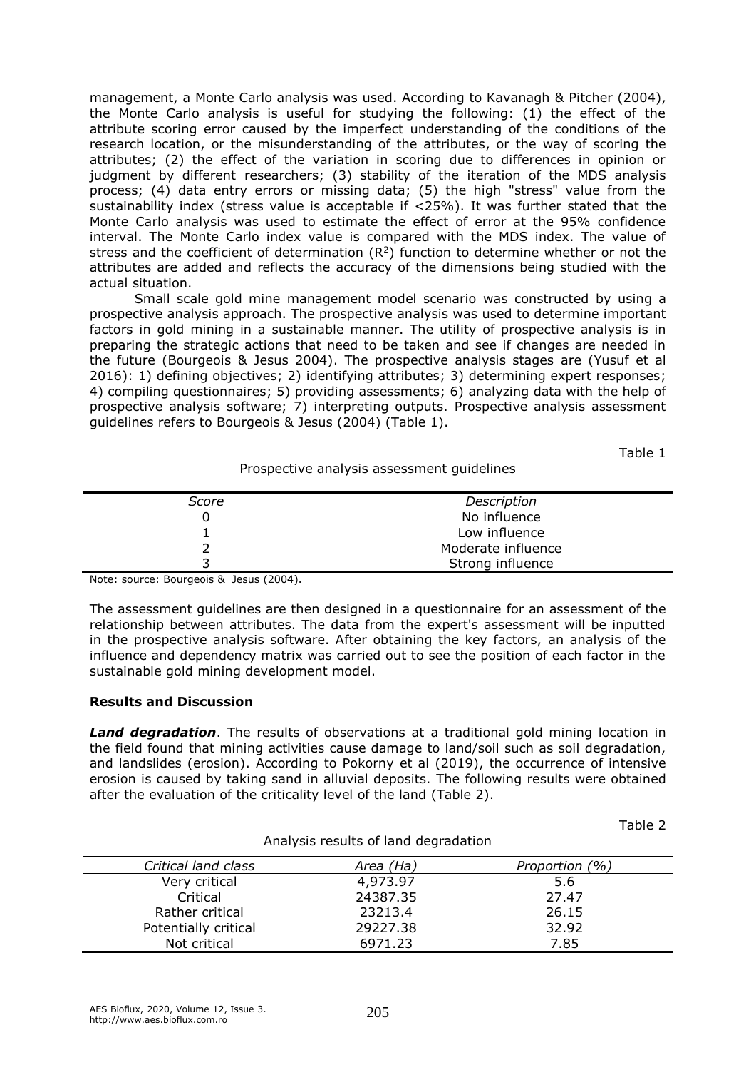management, a Monte Carlo analysis was used. According to Kavanagh & Pitcher (2004), the Monte Carlo analysis is useful for studying the following: (1) the effect of the attribute scoring error caused by the imperfect understanding of the conditions of the research location, or the misunderstanding of the attributes, or the way of scoring the attributes; (2) the effect of the variation in scoring due to differences in opinion or judgment by different researchers; (3) stability of the iteration of the MDS analysis process; (4) data entry errors or missing data; (5) the high "stress" value from the sustainability index (stress value is acceptable if <25%). It was further stated that the Monte Carlo analysis was used to estimate the effect of error at the 95% confidence interval. The Monte Carlo index value is compared with the MDS index. The value of stress and the coefficient of determination ($R^2$) function to determine whether or not the attributes are added and reflects the accuracy of the dimensions being studied with the actual situation.

Small scale gold mine management model scenario was constructed by using a prospective analysis approach. The prospective analysis was used to determine important factors in gold mining in a sustainable manner. The utility of prospective analysis is in preparing the strategic actions that need to be taken and see if changes are needed in the future (Bourgeois & Jesus 2004). The prospective analysis stages are (Yusuf et al 2016): 1) defining objectives; 2) identifying attributes; 3) determining expert responses; 4) compiling questionnaires; 5) providing assessments; 6) analyzing data with the help of prospective analysis software; 7) interpreting outputs. Prospective analysis assessment guidelines refers to Bourgeois & Jesus (2004) (Table 1).

Table 1

Prospective analysis assessment guidelines

| *Score* | *Description* |
|---|---|
| 0 | No influence |
| 1 | Low influence |
| 2 | Moderate influence |
| 3 | Strong influence |

Note: source: Bourgeois & Jesus (2004).

The assessment guidelines are then designed in a questionnaire for an assessment of the relationship between attributes. The data from the expert's assessment will be inputted in the prospective analysis software. After obtaining the key factors, an analysis of the influence and dependency matrix was carried out to see the position of each factor in the sustainable gold mining development model.

## Results and Discussion

***Land degradation***. The results of observations at a traditional gold mining location in the field found that mining activities cause damage to land/soil such as soil degradation, and landslides (erosion). According to Pokorny et al (2019), the occurrence of intensive erosion is caused by taking sand in alluvial deposits. The following results were obtained after the evaluation of the criticality level of the land (Table 2).

Table 2

Analysis results of land degradation

| *Critical land class* | *Area (Ha)* | *Proportion (%)* |
|---|---|---|
| Very critical | 4,973.97 | 5.6 |
| Critical | 24387.35 | 27.47 |
| Rather critical | 23213.4 | 26.15 |
| Potentially critical | 29227.38 | 32.92 |
| Not critical | 6971.23 | 7.85 |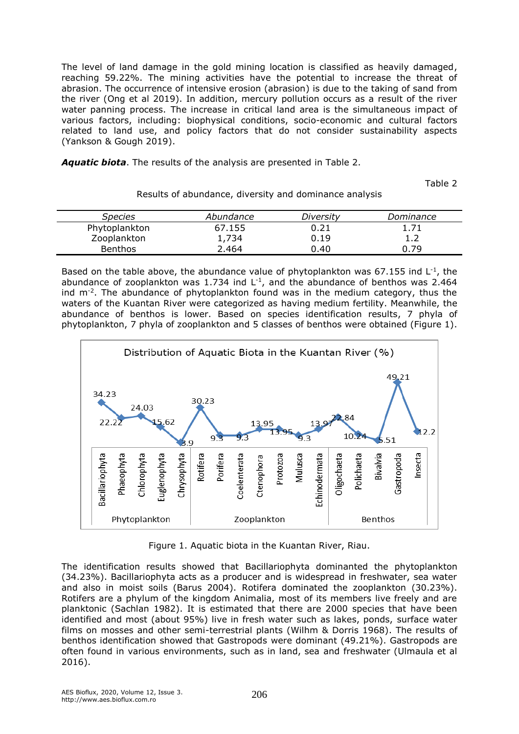The level of land damage in the gold mining location is classified as heavily damaged, reaching 59.22%. The mining activities have the potential to increase the threat of abrasion. The occurrence of intensive erosion (abrasion) is due to the taking of sand from the river (Ong et al 2019). In addition, mercury pollution occurs as a result of the river water panning process. The increase in critical land area is the simultaneous impact of various factors, including: biophysical conditions, socio-economic and cultural factors related to land use, and policy factors that do not consider sustainability aspects (Yankson & Gough 2019).

***Aquatic biota***. The results of the analysis are presented in Table 2.

Table 2

Results of abundance, diversity and dominance analysis

| *Species* | *Abundance* | *Diversity* | *Dominance* |
|---|---|---|---|
| Phytoplankton | 67.155 | 0.21 | 1.71 |
| Zooplankton | 1,734 | 0.19 | 1.2 |
| Benthos | 2.464 | 0.40 | 0.79 |

Based on the table above, the abundance value of phytoplankton was 67.155 ind $L^{-1}$, the abundance of zooplankton was 1.734 ind $L^{-1}$, and the abundance of benthos was 2.464 ind $m^{-2}$. The abundance of phytoplankton found was in the medium category, thus the waters of the Kuantan River were categorized as having medium fertility. Meanwhile, the abundance of benthos is lower. Based on species identification results, 7 phyla of phytoplankton, 7 phyla of zooplankton and 5 classes of benthos were obtained (Figure 1).

Distribution of Aquatic Biota in the Kuantan River (%)

| Group | Taxon | % |
|---|---|---|
| Phytoplankton | Bacillariophyta | 34.23 |
| | Phaeophyta | 22.22 |
| | Chlorophyta | 24.03 |
| | Euglenophyta | 15.62 |
| | Chrysophyta | 3.9 |
| Zooplankton | Rotifera | 30.23 |
| | Porifera | 9.3 |
| | Coelenterata | 9.3 |
| | Ctenophora | 13.95 |
| | Protozoa | 13.95 |
| | Mulusca | 9.3 |
| | Echinodermata | 13.97 |
| Benthos | Oligochaeta | 22.84 |
| | Polichaeta | 10.24 |
| | Bivalvia | 5.51 |
| | Gastropoda | 49.21 |
| | Insecta | 12.2 |

Figure 1. Aquatic biota in the Kuantan River, Riau.

The identification results showed that Bacillariophyta dominanted the phytoplankton (34.23%). Bacillariophyta acts as a producer and is widespread in freshwater, sea water and also in moist soils (Barus 2004). Rotifera dominated the zooplankton (30.23%). Rotifers are a phylum of the kingdom Animalia, most of its members live freely and are planktonic (Sachlan 1982). It is estimated that there are 2000 species that have been identified and most (about 95%) live in fresh water such as lakes, ponds, surface water films on mosses and other semi-terrestrial plants (Wilhm & Dorris 1968). The results of benthos identification showed that Gastropods were dominant (49.21%). Gastropods are often found in various environments, such as in land, sea and freshwater (Ulmaula et al 2016).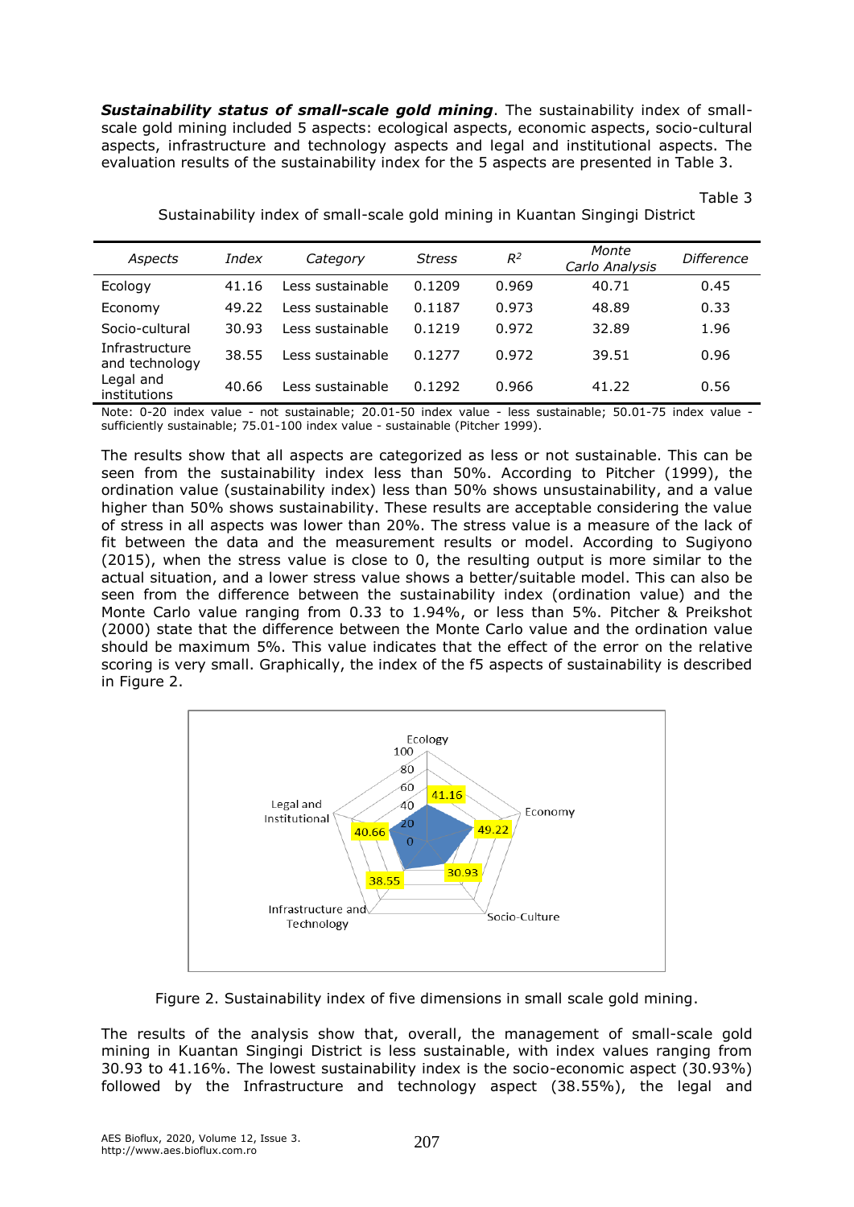***Sustainability status of small-scale gold mining***. The sustainability index of small-scale gold mining included 5 aspects: ecological aspects, economic aspects, socio-cultural aspects, infrastructure and technology aspects and legal and institutional aspects. The evaluation results of the sustainability index for the 5 aspects are presented in Table 3.

Table 3

Sustainability index of small-scale gold mining in Kuantan Singingi District

| *Aspects* | *Index* | *Category* | *Stress* | $R^2$ | *Monte Carlo Analysis* | *Difference* |
|---|---|---|---|---|---|---|
| Ecology | 41.16 | Less sustainable | 0.1209 | 0.969 | 40.71 | 0.45 |
| Economy | 49.22 | Less sustainable | 0.1187 | 0.973 | 48.89 | 0.33 |
| Socio-cultural | 30.93 | Less sustainable | 0.1219 | 0.972 | 32.89 | 1.96 |
| Infrastructure and technology | 38.55 | Less sustainable | 0.1277 | 0.972 | 39.51 | 0.96 |
| Legal and institutions | 40.66 | Less sustainable | 0.1292 | 0.966 | 41.22 | 0.56 |

Note: 0-20 index value - not sustainable; 20.01-50 index value - less sustainable; 50.01-75 index value - sufficiently sustainable; 75.01-100 index value - sustainable (Pitcher 1999).

The results show that all aspects are categorized as less or not sustainable. This can be seen from the sustainability index less than 50%. According to Pitcher (1999), the ordination value (sustainability index) less than 50% shows unsustainability, and a value higher than 50% shows sustainability. These results are acceptable considering the value of stress in all aspects was lower than 20%. The stress value is a measure of the lack of fit between the data and the measurement results or model. According to Sugiyono (2015), when the stress value is close to 0, the resulting output is more similar to the actual situation, and a lower stress value shows a better/suitable model. This can also be seen from the difference between the sustainability index (ordination value) and the Monte Carlo value ranging from 0.33 to 1.94%, or less than 5%. Pitcher & Preikshot (2000) state that the difference between the Monte Carlo value and the ordination value should be maximum 5%. This value indicates that the effect of the error on the relative scoring is very small. Graphically, the index of the f5 aspects of sustainability is described in Figure 2.

Figure 2. Sustainability index of five dimensions in small scale gold mining.

The results of the analysis show that, overall, the management of small-scale gold mining in Kuantan Singingi District is less sustainable, with index values ranging from 30.93 to 41.16%. The lowest sustainability index is the socio-economic aspect (30.93%) followed by the Infrastructure and technology aspect (38.55%), the legal and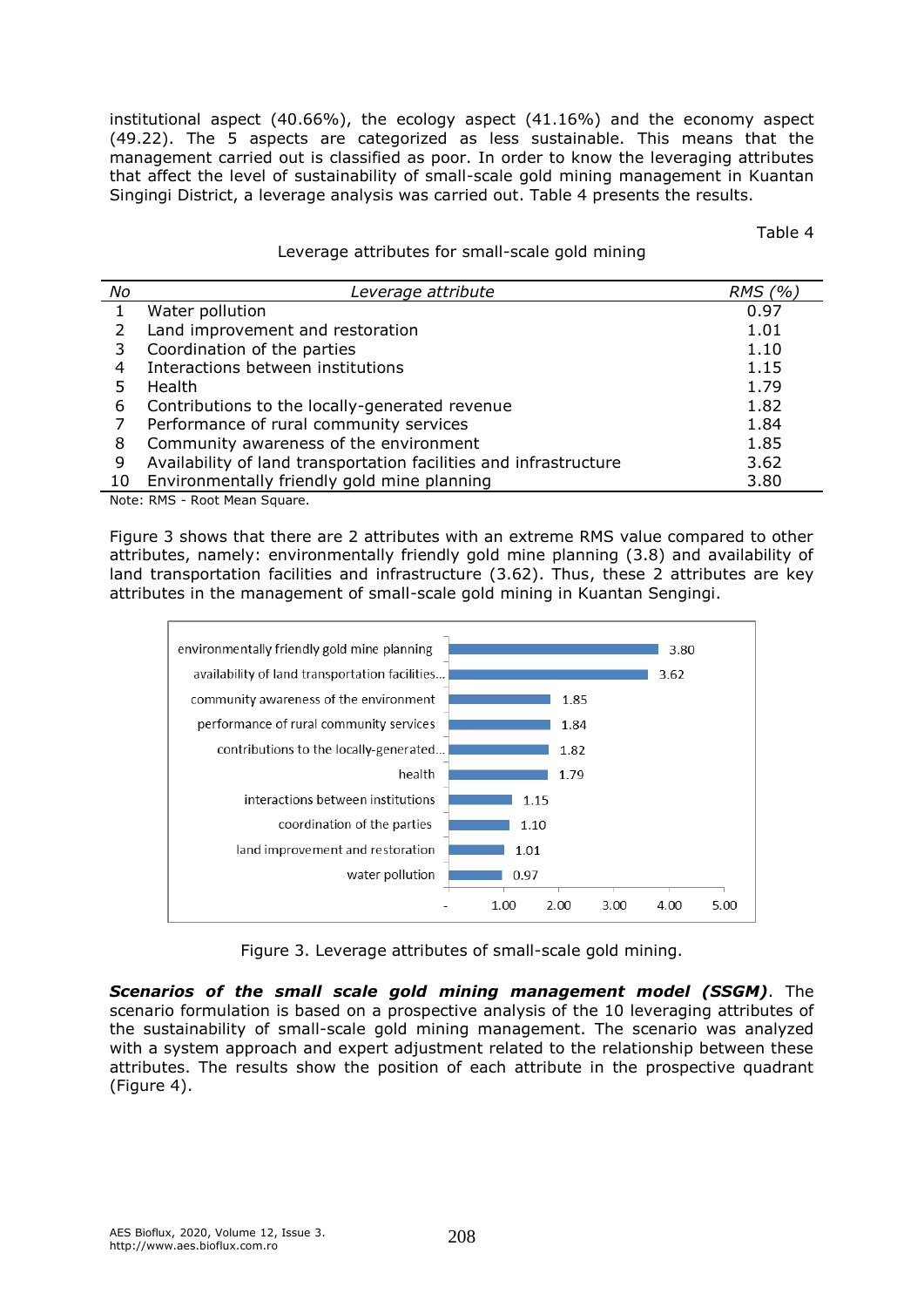institutional aspect (40.66%), the ecology aspect (41.16%) and the economy aspect (49.22). The 5 aspects are categorized as less sustainable. This means that the management carried out is classified as poor. In order to know the leveraging attributes that affect the level of sustainability of small-scale gold mining management in Kuantan Singingi District, a leverage analysis was carried out. Table 4 presents the results.

Table 4

Leverage attributes for small-scale gold mining

| *No* | *Leverage attribute* | *RMS (%)* |
|---|---|---|
| 1 | Water pollution | 0.97 |
| 2 | Land improvement and restoration | 1.01 |
| 3 | Coordination of the parties | 1.10 |
| 4 | Interactions between institutions | 1.15 |
| 5 | Health | 1.79 |
| 6 | Contributions to the locally-generated revenue | 1.82 |
| 7 | Performance of rural community services | 1.84 |
| 8 | Community awareness of the environment | 1.85 |
| 9 | Availability of land transportation facilities and infrastructure | 3.62 |
| 10 | Environmentally friendly gold mine planning | 3.80 |

Note: RMS - Root Mean Square.

Figure 3 shows that there are 2 attributes with an extreme RMS value compared to other attributes, namely: environmentally friendly gold mine planning (3.8) and availability of land transportation facilities and infrastructure (3.62). Thus, these 2 attributes are key attributes in the management of small-scale gold mining in Kuantan Sengingi.

| Attribute | RMS |
|---|---|
| environmentally friendly gold mine planning | 3.80 |
| availability of land transportation facilities... | 3.62 |
| community awareness of the environment | 1.85 |
| performance of rural community services | 1.84 |
| contributions to the locally-generated... | 1.82 |
| health | 1.79 |
| interactions between institutions | 1.15 |
| coordination of the parties | 1.10 |
| land improvement and restoration | 1.01 |
| water pollution | 0.97 |

Figure 3. Leverage attributes of small-scale gold mining.

***Scenarios of the small scale gold mining management model (SSGM)***. The scenario formulation is based on a prospective analysis of the 10 leveraging attributes of the sustainability of small-scale gold mining management. The scenario was analyzed with a system approach and expert adjustment related to the relationship between these attributes. The results show the position of each attribute in the prospective quadrant (Figure 4).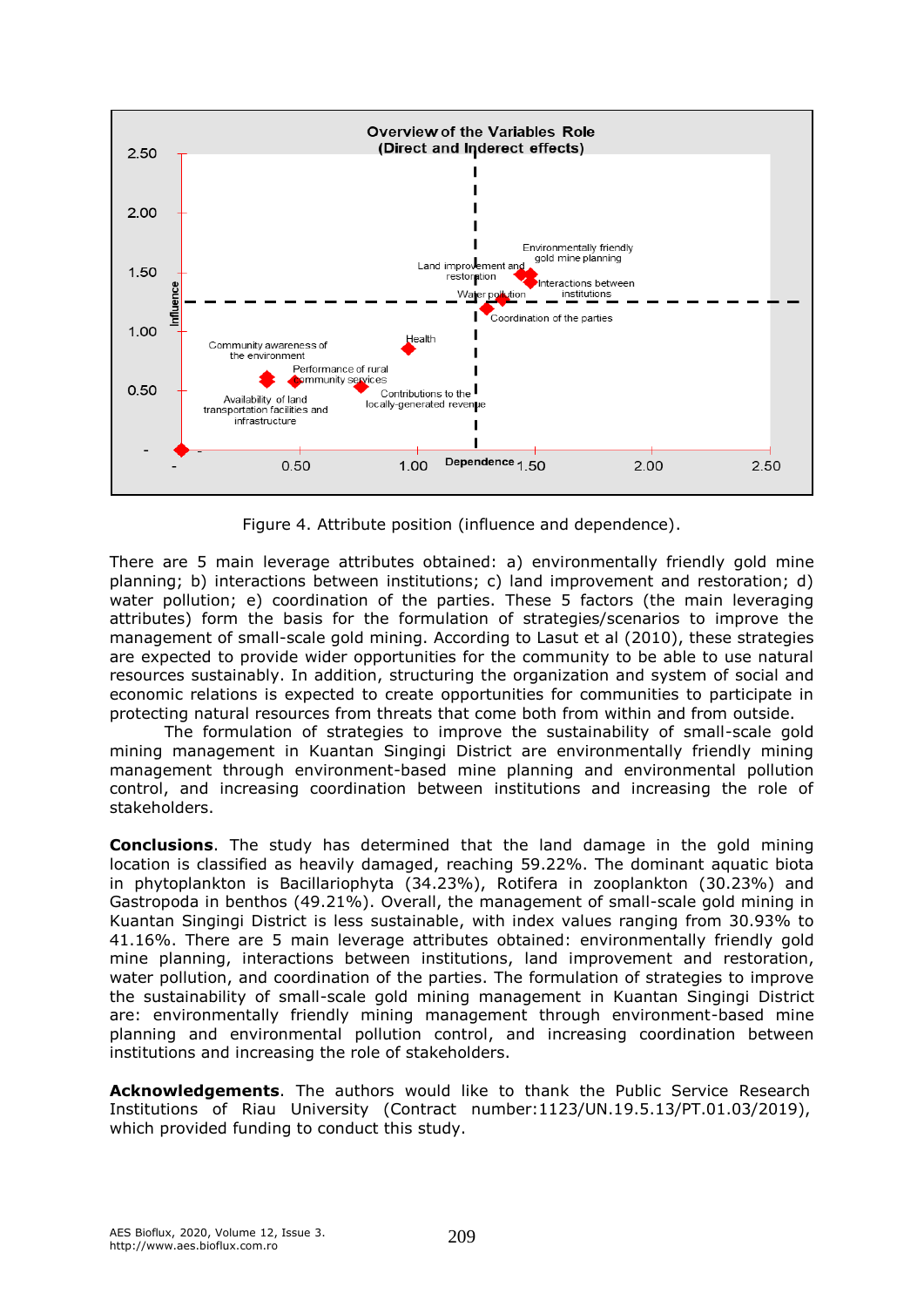Figure 4. Attribute position (influence and dependence).

There are 5 main leverage attributes obtained: a) environmentally friendly gold mine planning; b) interactions between institutions; c) land improvement and restoration; d) water pollution; e) coordination of the parties. These 5 factors (the main leveraging attributes) form the basis for the formulation of strategies/scenarios to improve the management of small-scale gold mining. According to Lasut et al (2010), these strategies are expected to provide wider opportunities for the community to be able to use natural resources sustainably. In addition, structuring the organization and system of social and economic relations is expected to create opportunities for communities to participate in protecting natural resources from threats that come both from within and from outside.

The formulation of strategies to improve the sustainability of small-scale gold mining management in Kuantan Singingi District are environmentally friendly mining management through environment-based mine planning and environmental pollution control, and increasing coordination between institutions and increasing the role of stakeholders.

**Conclusions**. The study has determined that the land damage in the gold mining location is classified as heavily damaged, reaching 59.22%. The dominant aquatic biota in phytoplankton is Bacillariophyta (34.23%), Rotifera in zooplankton (30.23%) and Gastropoda in benthos (49.21%). Overall, the management of small-scale gold mining in Kuantan Singingi District is less sustainable, with index values ranging from 30.93% to 41.16%. There are 5 main leverage attributes obtained: environmentally friendly gold mine planning, interactions between institutions, land improvement and restoration, water pollution, and coordination of the parties. The formulation of strategies to improve the sustainability of small-scale gold mining management in Kuantan Singingi District are: environmentally friendly mining management through environment-based mine planning and environmental pollution control, and increasing coordination between institutions and increasing the role of stakeholders.

**Acknowledgements**. The authors would like to thank the Public Service Research Institutions of Riau University (Contract number:1123/UN.19.5.13/PT.01.03/2019), which provided funding to conduct this study.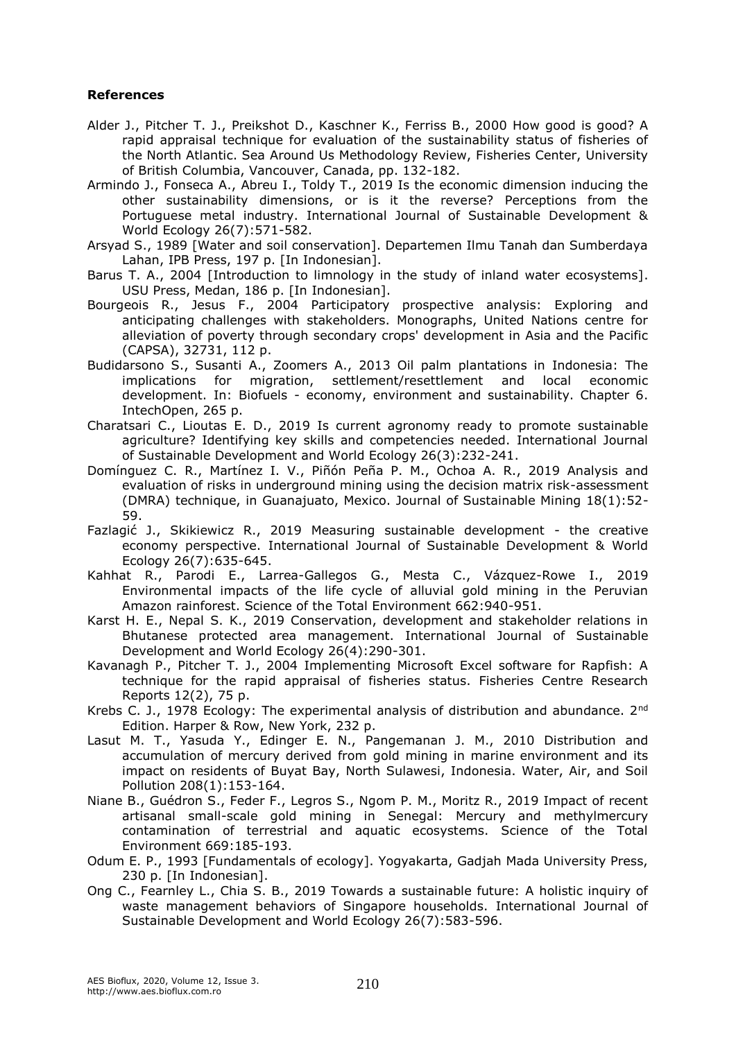**References**

Alder J., Pitcher T. J., Preikshot D., Kaschner K., Ferriss B., 2000 How good is good? A rapid appraisal technique for evaluation of the sustainability status of fisheries of the North Atlantic. Sea Around Us Methodology Review, Fisheries Center, University of British Columbia, Vancouver, Canada, pp. 132-182.

Armindo J., Fonseca A., Abreu I., Toldy T., 2019 Is the economic dimension inducing the other sustainability dimensions, or is it the reverse? Perceptions from the Portuguese metal industry. International Journal of Sustainable Development & World Ecology 26(7):571-582.

Arsyad S., 1989 [Water and soil conservation]. Departemen Ilmu Tanah dan Sumberdaya Lahan, IPB Press, 197 p. [In Indonesian].

Barus T. A., 2004 [Introduction to limnology in the study of inland water ecosystems]. USU Press, Medan, 186 p. [In Indonesian].

Bourgeois R., Jesus F., 2004 Participatory prospective analysis: Exploring and anticipating challenges with stakeholders. Monographs, United Nations centre for alleviation of poverty through secondary crops' development in Asia and the Pacific (CAPSA), 32731, 112 p.

Budidarsono S., Susanti A., Zoomers A., 2013 Oil palm plantations in Indonesia: The implications for migration, settlement/resettlement and local economic development. In: Biofuels - economy, environment and sustainability. Chapter 6. IntechOpen, 265 p.

Charatsari C., Lioutas E. D., 2019 Is current agronomy ready to promote sustainable agriculture? Identifying key skills and competencies needed. International Journal of Sustainable Development and World Ecology 26(3):232-241.

Domínguez C. R., Martínez I. V., Piñón Peña P. M., Ochoa A. R., 2019 Analysis and evaluation of risks in underground mining using the decision matrix risk-assessment (DMRA) technique, in Guanajuato, Mexico. Journal of Sustainable Mining 18(1):52-59.

Fazlagić J., Skikiewicz R., 2019 Measuring sustainable development - the creative economy perspective. International Journal of Sustainable Development & World Ecology 26(7):635-645.

Kahhat R., Parodi E., Larrea-Gallegos G., Mesta C., Vázquez-Rowe I., 2019 Environmental impacts of the life cycle of alluvial gold mining in the Peruvian Amazon rainforest. Science of the Total Environment 662:940-951.

Karst H. E., Nepal S. K., 2019 Conservation, development and stakeholder relations in Bhutanese protected area management. International Journal of Sustainable Development and World Ecology 26(4):290-301.

Kavanagh P., Pitcher T. J., 2004 Implementing Microsoft Excel software for Rapfish: A technique for the rapid appraisal of fisheries status. Fisheries Centre Research Reports 12(2), 75 p.

Krebs C. J., 1978 Ecology: The experimental analysis of distribution and abundance. 2nd Edition. Harper & Row, New York, 232 p.

Lasut M. T., Yasuda Y., Edinger E. N., Pangemanan J. M., 2010 Distribution and accumulation of mercury derived from gold mining in marine environment and its impact on residents of Buyat Bay, North Sulawesi, Indonesia. Water, Air, and Soil Pollution 208(1):153-164.

Niane B., Guédron S., Feder F., Legros S., Ngom P. M., Moritz R., 2019 Impact of recent artisanal small-scale gold mining in Senegal: Mercury and methylmercury contamination of terrestrial and aquatic ecosystems. Science of the Total Environment 669:185-193.

Odum E. P., 1993 [Fundamentals of ecology]. Yogyakarta, Gadjah Mada University Press, 230 p. [In Indonesian].

Ong C., Fearnley L., Chia S. B., 2019 Towards a sustainable future: A holistic inquiry of waste management behaviors of Singapore households. International Journal of Sustainable Development and World Ecology 26(7):583-596.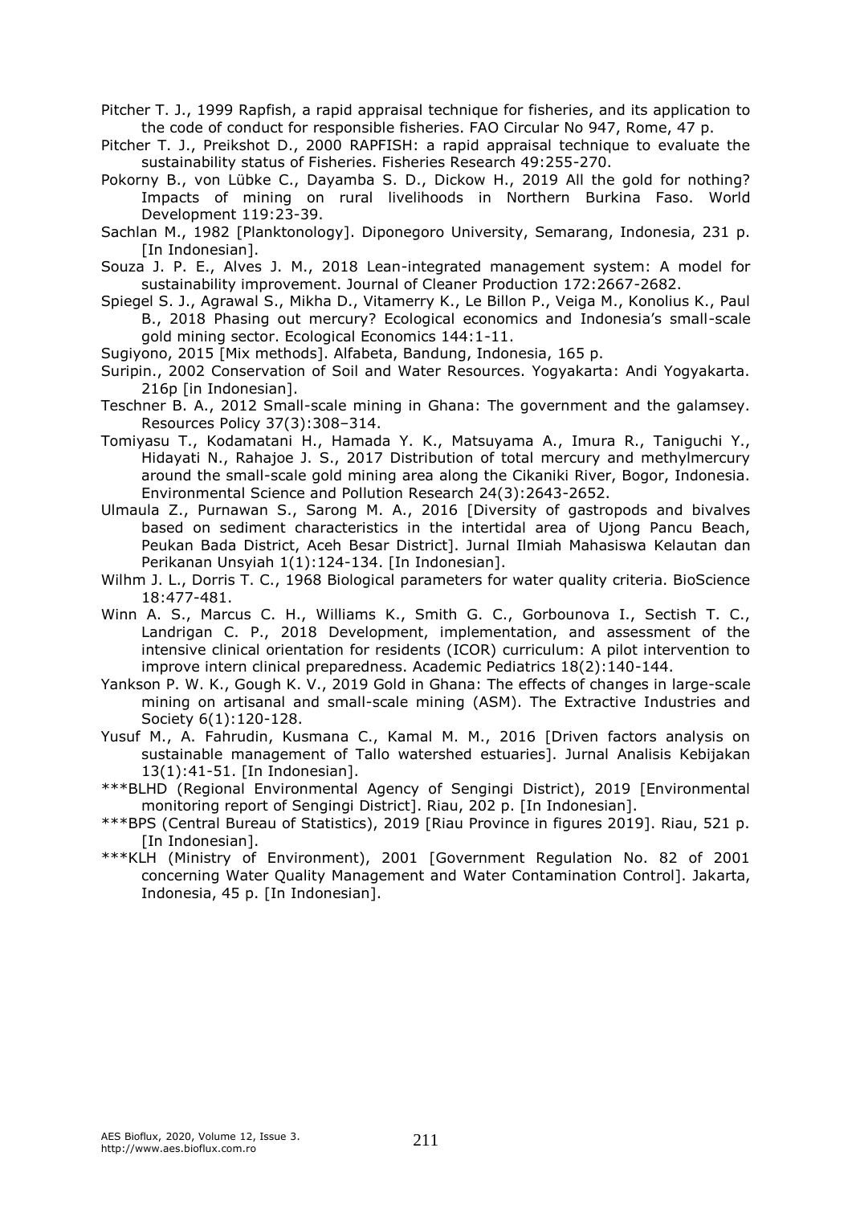Pitcher T. J., 1999 Rapfish, a rapid appraisal technique for fisheries, and its application to the code of conduct for responsible fisheries. FAO Circular No 947, Rome, 47 p.

Pitcher T. J., Preikshot D., 2000 RAPFISH: a rapid appraisal technique to evaluate the sustainability status of Fisheries. Fisheries Research 49:255-270.

Pokorny B., von Lübke C., Dayamba S. D., Dickow H., 2019 All the gold for nothing? Impacts of mining on rural livelihoods in Northern Burkina Faso. World Development 119:23-39.

Sachlan M., 1982 [Planktonology]. Diponegoro University, Semarang, Indonesia, 231 p. [In Indonesian].

Souza J. P. E., Alves J. M., 2018 Lean-integrated management system: A model for sustainability improvement. Journal of Cleaner Production 172:2667-2682.

Spiegel S. J., Agrawal S., Mikha D., Vitamerry K., Le Billon P., Veiga M., Konolius K., Paul B., 2018 Phasing out mercury? Ecological economics and Indonesia's small-scale gold mining sector. Ecological Economics 144:1-11.

Sugiyono, 2015 [Mix methods]. Alfabeta, Bandung, Indonesia, 165 p.

Suripin., 2002 Conservation of Soil and Water Resources. Yogyakarta: Andi Yogyakarta. 216p [in Indonesian].

Teschner B. A., 2012 Small-scale mining in Ghana: The government and the galamsey. Resources Policy 37(3):308–314.

Tomiyasu T., Kodamatani H., Hamada Y. K., Matsuyama A., Imura R., Taniguchi Y., Hidayati N., Rahajoe J. S., 2017 Distribution of total mercury and methylmercury around the small-scale gold mining area along the Cikaniki River, Bogor, Indonesia. Environmental Science and Pollution Research 24(3):2643-2652.

Ulmaula Z., Purnawan S., Sarong M. A., 2016 [Diversity of gastropods and bivalves based on sediment characteristics in the intertidal area of Ujong Pancu Beach, Peukan Bada District, Aceh Besar District]. Jurnal Ilmiah Mahasiswa Kelautan dan Perikanan Unsyiah 1(1):124-134. [In Indonesian].

Wilhm J. L., Dorris T. C., 1968 Biological parameters for water quality criteria. BioScience 18:477-481.

Winn A. S., Marcus C. H., Williams K., Smith G. C., Gorbounova I., Sectish T. C., Landrigan C. P., 2018 Development, implementation, and assessment of the intensive clinical orientation for residents (ICOR) curriculum: A pilot intervention to improve intern clinical preparedness. Academic Pediatrics 18(2):140-144.

Yankson P. W. K., Gough K. V., 2019 Gold in Ghana: The effects of changes in large-scale mining on artisanal and small-scale mining (ASM). The Extractive Industries and Society 6(1):120-128.

Yusuf M., A. Fahrudin, Kusmana C., Kamal M. M., 2016 [Driven factors analysis on sustainable management of Tallo watershed estuaries]. Jurnal Analisis Kebijakan 13(1):41-51. [In Indonesian].

***BLHD (Regional Environmental Agency of Sengingi District), 2019 [Environmental monitoring report of Sengingi District]. Riau, 202 p. [In Indonesian].

***BPS (Central Bureau of Statistics), 2019 [Riau Province in figures 2019]. Riau, 521 p. [In Indonesian].

***KLH (Ministry of Environment), 2001 [Government Regulation No. 82 of 2001 concerning Water Quality Management and Water Contamination Control]. Jakarta, Indonesia, 45 p. [In Indonesian].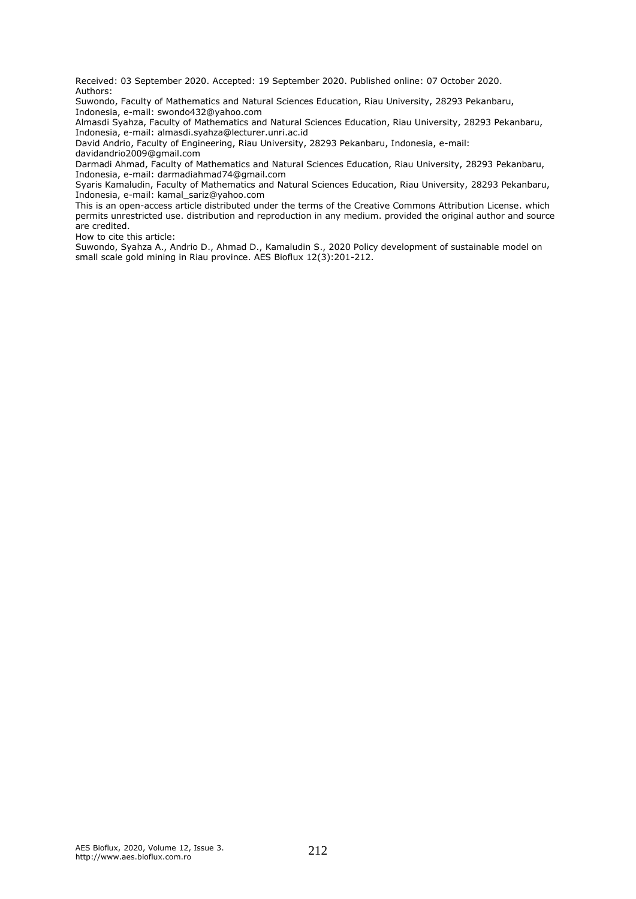Received: 03 September 2020. Accepted: 19 September 2020. Published online: 07 October 2020.

Authors:

Suwondo, Faculty of Mathematics and Natural Sciences Education, Riau University, 28293 Pekanbaru, Indonesia, e-mail: swondo432@yahoo.com

Almasdi Syahza, Faculty of Mathematics and Natural Sciences Education, Riau University, 28293 Pekanbaru, Indonesia, e-mail: almasdi.syahza@lecturer.unri.ac.id

David Andrio, Faculty of Engineering, Riau University, 28293 Pekanbaru, Indonesia, e-mail: davidandrio2009@gmail.com

Darmadi Ahmad, Faculty of Mathematics and Natural Sciences Education, Riau University, 28293 Pekanbaru, Indonesia, e-mail: darmadiahmad74@gmail.com

Syaris Kamaludin, Faculty of Mathematics and Natural Sciences Education, Riau University, 28293 Pekanbaru, Indonesia, e-mail: kamal_sariz@yahoo.com

This is an open-access article distributed under the terms of the Creative Commons Attribution License. which permits unrestricted use. distribution and reproduction in any medium. provided the original author and source are credited.

How to cite this article:

Suwondo, Syahza A., Andrio D., Ahmad D., Kamaludin S., 2020 Policy development of sustainable model on small scale gold mining in Riau province. AES Bioflux 12(3):201-212.